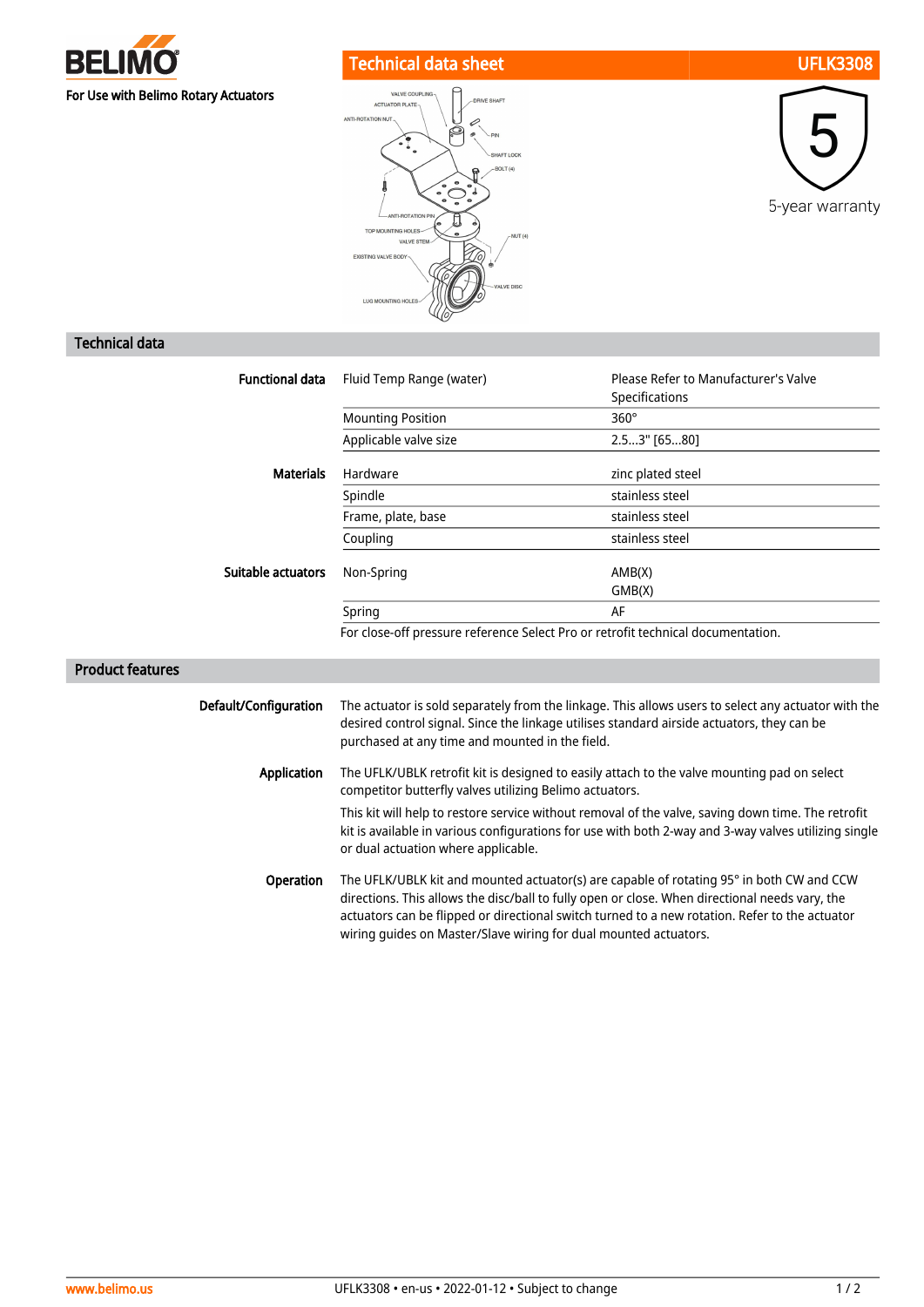BELIMO

For Use with Belimo Rotary Actuators

# Technical data sheet UFLK3308

VALVE COUPLING
ACTUATOR PLATE
DRIVE SHAFT
ANTI-ROTATION NUT
PIN
SHAFT LOCK
BOLT (4)
ANTI-ROTATION PIN
TOP MOUNTING HOLES
VALVE STEM
NUT (4)
EXISTING VALVE BODY
VALVE DISC
LUG MOUNTING HOLES

5-year warranty

## Technical data

| | | |
|---|---|---|
| **Functional data** | Fluid Temp Range (water) | Please Refer to Manufacturer's Valve Specifications |
| | Mounting Position | 360° |
| | Applicable valve size | 2.5...3" [65...80] |
| **Materials** | Hardware | zinc plated steel |
| | Spindle | stainless steel |
| | Frame, plate, base | stainless steel |
| | Coupling | stainless steel |
| **Suitable actuators** | Non-Spring | AMB(X)<br>GMB(X) |
| | Spring | AF |
| | For close-off pressure reference Select Pro or retrofit technical documentation. | |

## Product features

**Default/Configuration**

The actuator is sold separately from the linkage. This allows users to select any actuator with the desired control signal. Since the linkage utilises standard airside actuators, they can be purchased at any time and mounted in the field.

**Application**

The UFLK/UBLK retrofit kit is designed to easily attach to the valve mounting pad on select competitor butterfly valves utilizing Belimo actuators.

This kit will help to restore service without removal of the valve, saving down time. The retrofit kit is available in various configurations for use with both 2-way and 3-way valves utilizing single or dual actuation where applicable.

**Operation**

The UFLK/UBLK kit and mounted actuator(s) are capable of rotating 95° in both CW and CCW directions. This allows the disc/ball to fully open or close. When directional needs vary, the actuators can be flipped or directional switch turned to a new rotation. Refer to the actuator wiring guides on Master/Slave wiring for dual mounted actuators.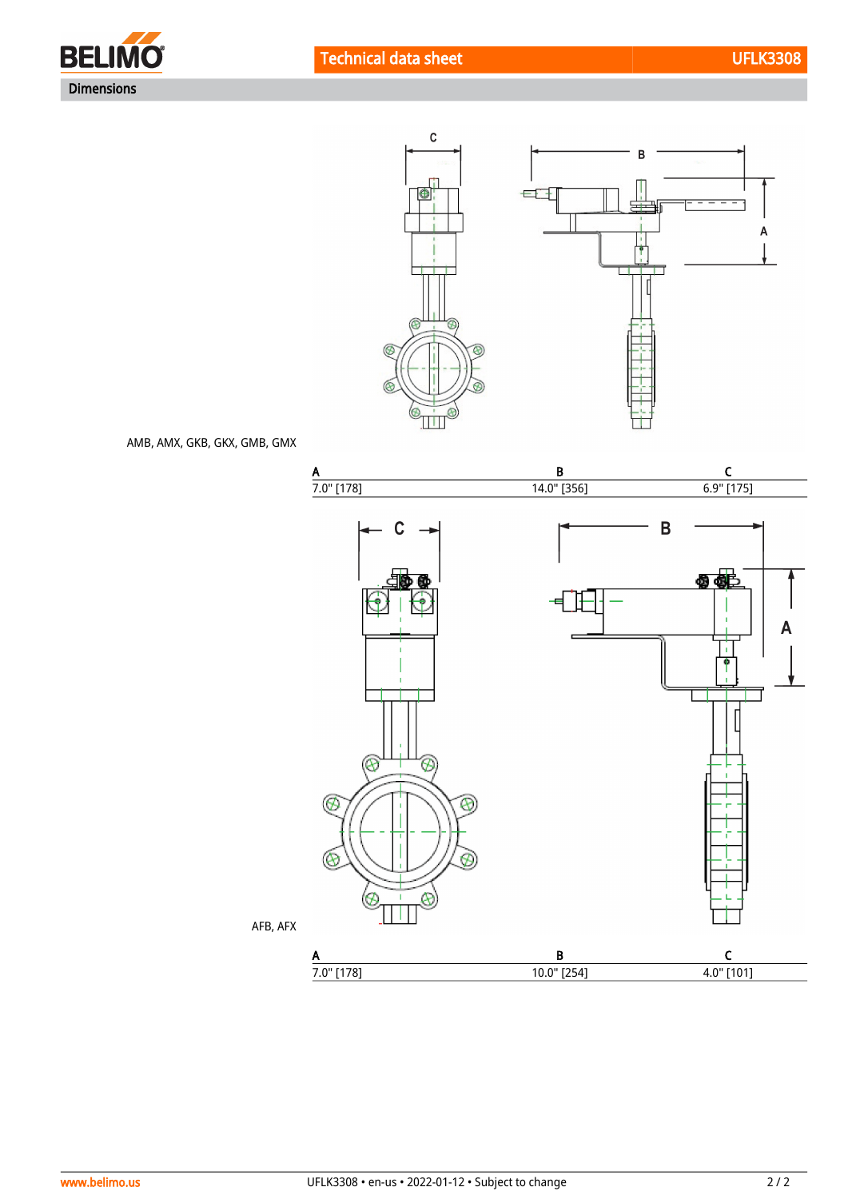## Dimensions

C

B

A

AMB, AMX, GKB, GKX, GMB, GMX

| A | B | C |
| --- | --- | --- |
| 7.0" [178] | 14.0" [356] | 6.9" [175] |

C

B

A

AFB, AFX

| A | B | C |
| --- | --- | --- |
| 7.0" [178] | 10.0" [254] | 4.0" [101] |